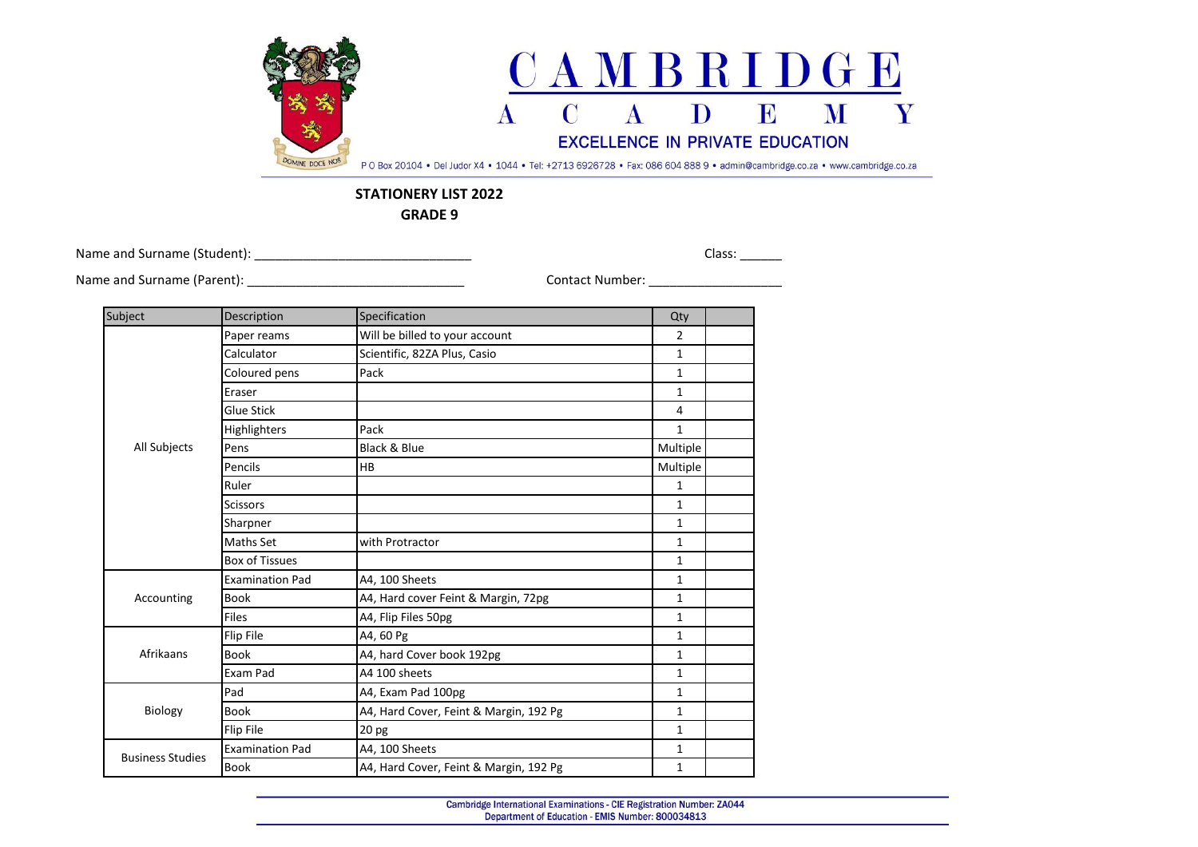# CAMBRIDGE ACADEMY

EXCELLENCE IN PRIVATE EDUCATION

DOMINE DOCE NOS

P O Box 20104 • Del Judor X4 • 1044 • Tel: +2713 6926728 • Fax: 086 604 888 9 • admin@cambridge.co.za • www.cambridge.co.za

## STATIONERY LIST 2022
## GRADE 9

Name and Surname (Student): ______________________________ Class: ______

Name and Surname (Parent): ______________________________ Contact Number: ___________________

| Subject | Description | Specification | Qty | |
|---|---|---|---|---|
| All Subjects | Paper reams | Will be billed to your account | 2 | |
| | Calculator | Scientific, 82ZA Plus, Casio | 1 | |
| | Coloured pens | Pack | 1 | |
| | Eraser | | 1 | |
| | Glue Stick | | 4 | |
| | Highlighters | Pack | 1 | |
| | Pens | Black & Blue | Multiple | |
| | Pencils | HB | Multiple | |
| | Ruler | | 1 | |
| | Scissors | | 1 | |
| | Sharpner | | 1 | |
| | Maths Set | with Protractor | 1 | |
| | Box of Tissues | | 1 | |
| Accounting | Examination Pad | A4, 100 Sheets | 1 | |
| | Book | A4, Hard cover Feint & Margin, 72pg | 1 | |
| | Files | A4, Flip Files 50pg | 1 | |
| Afrikaans | Flip File | A4, 60 Pg | 1 | |
| | Book | A4, hard Cover book 192pg | 1 | |
| | Exam Pad | A4 100 sheets | 1 | |
| Biology | Pad | A4, Exam Pad 100pg | 1 | |
| | Book | A4, Hard Cover, Feint & Margin, 192 Pg | 1 | |
| | Flip File | 20 pg | 1 | |
| Business Studies | Examination Pad | A4, 100 Sheets | 1 | |
| | Book | A4, Hard Cover, Feint & Margin, 192 Pg | 1 | |

Cambridge International Examinations - CIE Registration Number: ZA044
Department of Education - EMIS Number: 800034813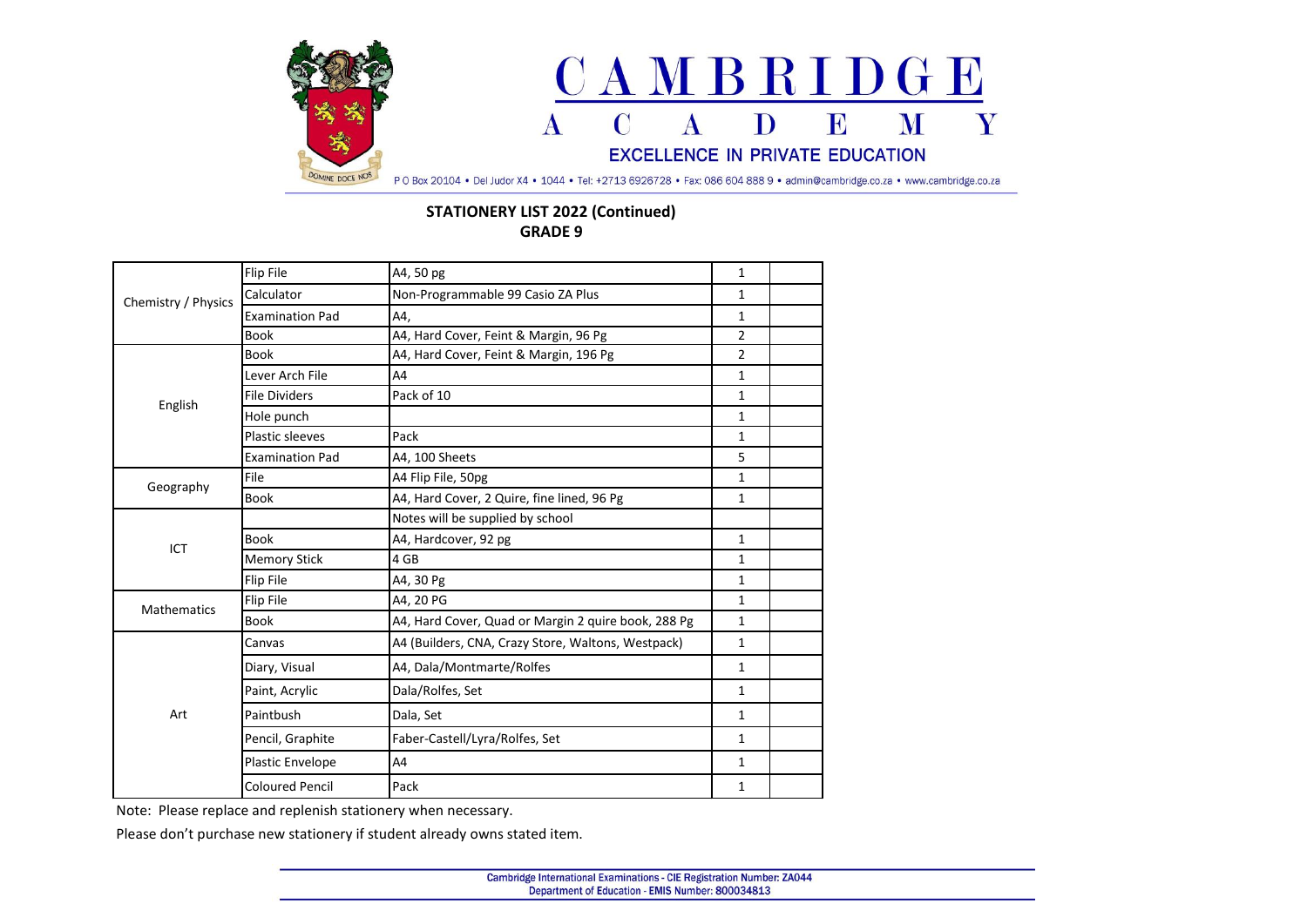**CAMBRIDGE ACADEMY**

EXCELLENCE IN PRIVATE EDUCATION

P O Box 20104 • Del Judor X4 • 1044 • Tel: +2713 6926728 • Fax: 086 604 888 9 • admin@cambridge.co.za • www.cambridge.co.za

## STATIONERY LIST 2022 (Continued)
## GRADE 9

| | | | | |
|---|---|---|---|---|
| Chemistry / Physics | Flip File | A4, 50 pg | 1 | |
| | Calculator | Non-Programmable 99 Casio ZA Plus | 1 | |
| | Examination Pad | A4, | 1 | |
| | Book | A4, Hard Cover, Feint & Margin, 96 Pg | 2 | |
| English | Book | A4, Hard Cover, Feint & Margin, 196 Pg | 2 | |
| | Lever Arch File | A4 | 1 | |
| | File Dividers | Pack of 10 | 1 | |
| | Hole punch | | 1 | |
| | Plastic sleeves | Pack | 1 | |
| | Examination Pad | A4, 100 Sheets | 5 | |
| Geography | File | A4 Flip File, 50pg | 1 | |
| | Book | A4, Hard Cover, 2 Quire, fine lined, 96 Pg | 1 | |
| ICT | | Notes will be supplied by school | | |
| | Book | A4, Hardcover, 92 pg | 1 | |
| | Memory Stick | 4 GB | 1 | |
| | Flip File | A4, 30 Pg | 1 | |
| Mathematics | Flip File | A4, 20 PG | 1 | |
| | Book | A4, Hard Cover, Quad or Margin 2 quire book, 288 Pg | 1 | |
| Art | Canvas | A4 (Builders, CNA, Crazy Store, Waltons, Westpack) | 1 | |
| | Diary, Visual | A4, Dala/Montmarte/Rolfes | 1 | |
| | Paint, Acrylic | Dala/Rolfes, Set | 1 | |
| | Paintbush | Dala, Set | 1 | |
| | Pencil, Graphite | Faber-Castell/Lyra/Rolfes, Set | 1 | |
| | Plastic Envelope | A4 | 1 | |
| | Coloured Pencil | Pack | 1 | |

Note: Please replace and replenish stationery when necessary.

Please don't purchase new stationery if student already owns stated item.

Cambridge International Examinations - CIE Registration Number: ZA044
Department of Education - EMIS Number: 800034813